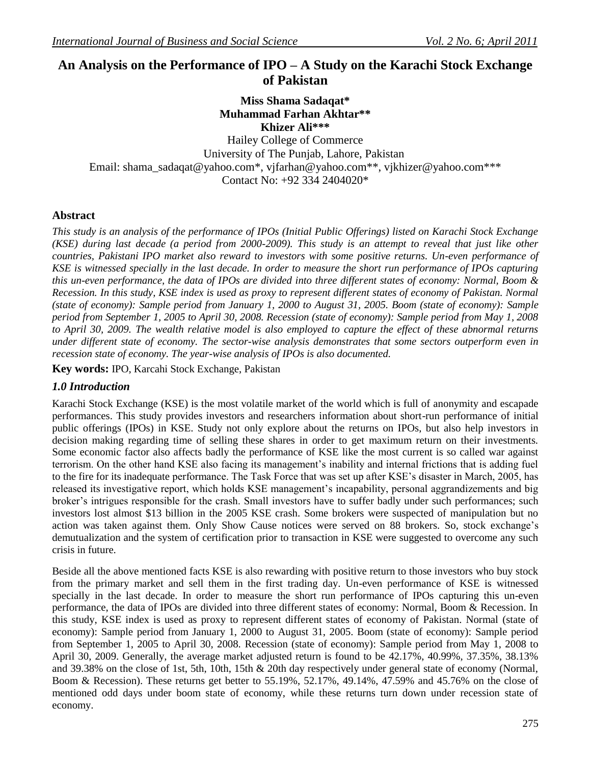# An Analysis on the Performance of IPO – A Study on the Karachi Stock Exchange of Pakistan

**Miss Shama Sadaqat***
**Muhammad Farhan Akhtar****
**Khizer Ali*****

Hailey College of Commerce
University of The Punjab, Lahore, Pakistan
Email: shama_sadaqat@yahoo.com*, vjfarhan@yahoo.com**, vjkhizer@yahoo.com***
Contact No: +92 334 2404020*

## Abstract

*This study is an analysis of the performance of IPOs (Initial Public Offerings) listed on Karachi Stock Exchange (KSE) during last decade (a period from 2000-2009). This study is an attempt to reveal that just like other countries, Pakistani IPO market also reward to investors with some positive returns. Un-even performance of KSE is witnessed specially in the last decade. In order to measure the short run performance of IPOs capturing this un-even performance, the data of IPOs are divided into three different states of economy: Normal, Boom & Recession. In this study, KSE index is used as proxy to represent different states of economy of Pakistan. Normal (state of economy): Sample period from January 1, 2000 to August 31, 2005. Boom (state of economy): Sample period from September 1, 2005 to April 30, 2008. Recession (state of economy): Sample period from May 1, 2008 to April 30, 2009. The wealth relative model is also employed to capture the effect of these abnormal returns under different state of economy. The sector-wise analysis demonstrates that some sectors outperform even in recession state of economy. The year-wise analysis of IPOs is also documented.*

**Key words:** IPO, Karcahi Stock Exchange, Pakistan

## *1.0 Introduction*

Karachi Stock Exchange (KSE) is the most volatile market of the world which is full of anonymity and escapade performances. This study provides investors and researchers information about short-run performance of initial public offerings (IPOs) in KSE. Study not only explore about the returns on IPOs, but also help investors in decision making regarding time of selling these shares in order to get maximum return on their investments. Some economic factor also affects badly the performance of KSE like the most current is so called war against terrorism. On the other hand KSE also facing its management's inability and internal frictions that is adding fuel to the fire for its inadequate performance. The Task Force that was set up after KSE's disaster in March, 2005, has released its investigative report, which holds KSE management's incapability, personal aggrandizements and big broker's intrigues responsible for the crash. Small investors have to suffer badly under such performances; such investors lost almost $13 billion in the 2005 KSE crash. Some brokers were suspected of manipulation but no action was taken against them. Only Show Cause notices were served on 88 brokers. So, stock exchange's demutualization and the system of certification prior to transaction in KSE were suggested to overcome any such crisis in future.

Beside all the above mentioned facts KSE is also rewarding with positive return to those investors who buy stock from the primary market and sell them in the first trading day. Un-even performance of KSE is witnessed specially in the last decade. In order to measure the short run performance of IPOs capturing this un-even performance, the data of IPOs are divided into three different states of economy: Normal, Boom & Recession. In this study, KSE index is used as proxy to represent different states of economy of Pakistan. Normal (state of economy): Sample period from January 1, 2000 to August 31, 2005. Boom (state of economy): Sample period from September 1, 2005 to April 30, 2008. Recession (state of economy): Sample period from May 1, 2008 to April 30, 2009. Generally, the average market adjusted return is found to be 42.17%, 40.99%, 37.35%, 38.13% and 39.38% on the close of 1st, 5th, 10th, 15th & 20th day respectively under general state of economy (Normal, Boom & Recession). These returns get better to 55.19%, 52.17%, 49.14%, 47.59% and 45.76% on the close of mentioned odd days under boom state of economy, while these returns turn down under recession state of economy.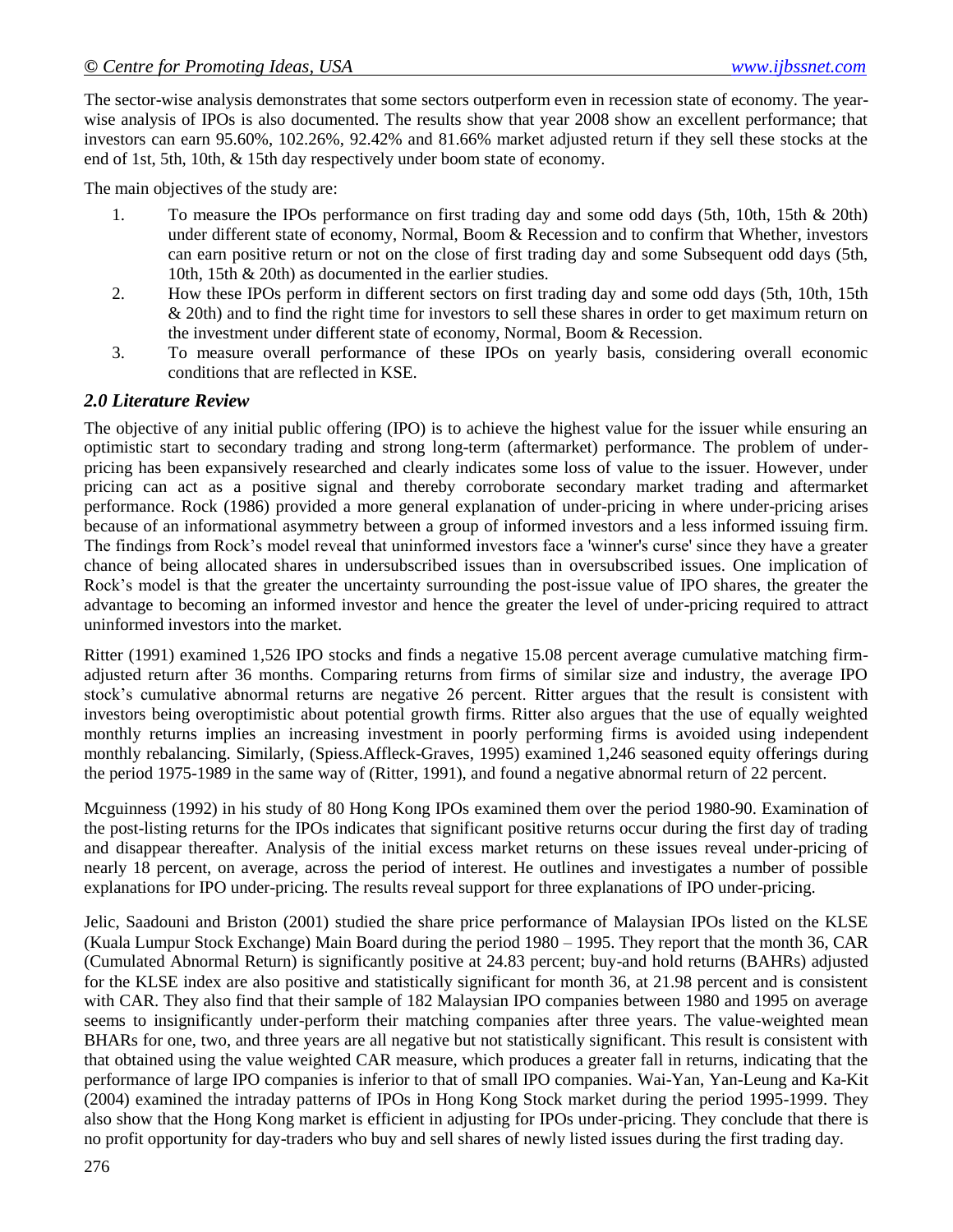The sector-wise analysis demonstrates that some sectors outperform even in recession state of economy. The year-wise analysis of IPOs is also documented. The results show that year 2008 show an excellent performance; that investors can earn 95.60%, 102.26%, 92.42% and 81.66% market adjusted return if they sell these stocks at the end of 1st, 5th, 10th, & 15th day respectively under boom state of economy.

The main objectives of the study are:

1. To measure the IPOs performance on first trading day and some odd days (5th, 10th, 15th & 20th) under different state of economy, Normal, Boom & Recession and to confirm that Whether, investors can earn positive return or not on the close of first trading day and some Subsequent odd days (5th, 10th, 15th & 20th) as documented in the earlier studies.
2. How these IPOs perform in different sectors on first trading day and some odd days (5th, 10th, 15th & 20th) and to find the right time for investors to sell these shares in order to get maximum return on the investment under different state of economy, Normal, Boom & Recession.
3. To measure overall performance of these IPOs on yearly basis, considering overall economic conditions that are reflected in KSE.

## *2.0 Literature Review*

The objective of any initial public offering (IPO) is to achieve the highest value for the issuer while ensuring an optimistic start to secondary trading and strong long-term (aftermarket) performance. The problem of under-pricing has been expansively researched and clearly indicates some loss of value to the issuer. However, under pricing can act as a positive signal and thereby corroborate secondary market trading and aftermarket performance. Rock (1986) provided a more general explanation of under-pricing in where under-pricing arises because of an informational asymmetry between a group of informed investors and a less informed issuing firm. The findings from Rock's model reveal that uninformed investors face a 'winner's curse' since they have a greater chance of being allocated shares in undersubscribed issues than in oversubscribed issues. One implication of Rock's model is that the greater the uncertainty surrounding the post-issue value of IPO shares, the greater the advantage to becoming an informed investor and hence the greater the level of under-pricing required to attract uninformed investors into the market.

Ritter (1991) examined 1,526 IPO stocks and finds a negative 15.08 percent average cumulative matching firm-adjusted return after 36 months. Comparing returns from firms of similar size and industry, the average IPO stock's cumulative abnormal returns are negative 26 percent. Ritter argues that the result is consistent with investors being overoptimistic about potential growth firms. Ritter also argues that the use of equally weighted monthly returns implies an increasing investment in poorly performing firms is avoided using independent monthly rebalancing. Similarly, (Spiess.Affleck-Graves, 1995) examined 1,246 seasoned equity offerings during the period 1975-1989 in the same way of (Ritter, 1991), and found a negative abnormal return of 22 percent.

Mcguinness (1992) in his study of 80 Hong Kong IPOs examined them over the period 1980-90. Examination of the post-listing returns for the IPOs indicates that significant positive returns occur during the first day of trading and disappear thereafter. Analysis of the initial excess market returns on these issues reveal under-pricing of nearly 18 percent, on average, across the period of interest. He outlines and investigates a number of possible explanations for IPO under-pricing. The results reveal support for three explanations of IPO under-pricing.

Jelic, Saadouni and Briston (2001) studied the share price performance of Malaysian IPOs listed on the KLSE (Kuala Lumpur Stock Exchange) Main Board during the period 1980 – 1995. They report that the month 36, CAR (Cumulated Abnormal Return) is significantly positive at 24.83 percent; buy-and hold returns (BAHRs) adjusted for the KLSE index are also positive and statistically significant for month 36, at 21.98 percent and is consistent with CAR. They also find that their sample of 182 Malaysian IPO companies between 1980 and 1995 on average seems to insignificantly under-perform their matching companies after three years. The value-weighted mean BHARs for one, two, and three years are all negative but not statistically significant. This result is consistent with that obtained using the value weighted CAR measure, which produces a greater fall in returns, indicating that the performance of large IPO companies is inferior to that of small IPO companies. Wai-Yan, Yan-Leung and Ka-Kit (2004) examined the intraday patterns of IPOs in Hong Kong Stock market during the period 1995-1999. They also show that the Hong Kong market is efficient in adjusting for IPOs under-pricing. They conclude that there is no profit opportunity for day-traders who buy and sell shares of newly listed issues during the first trading day.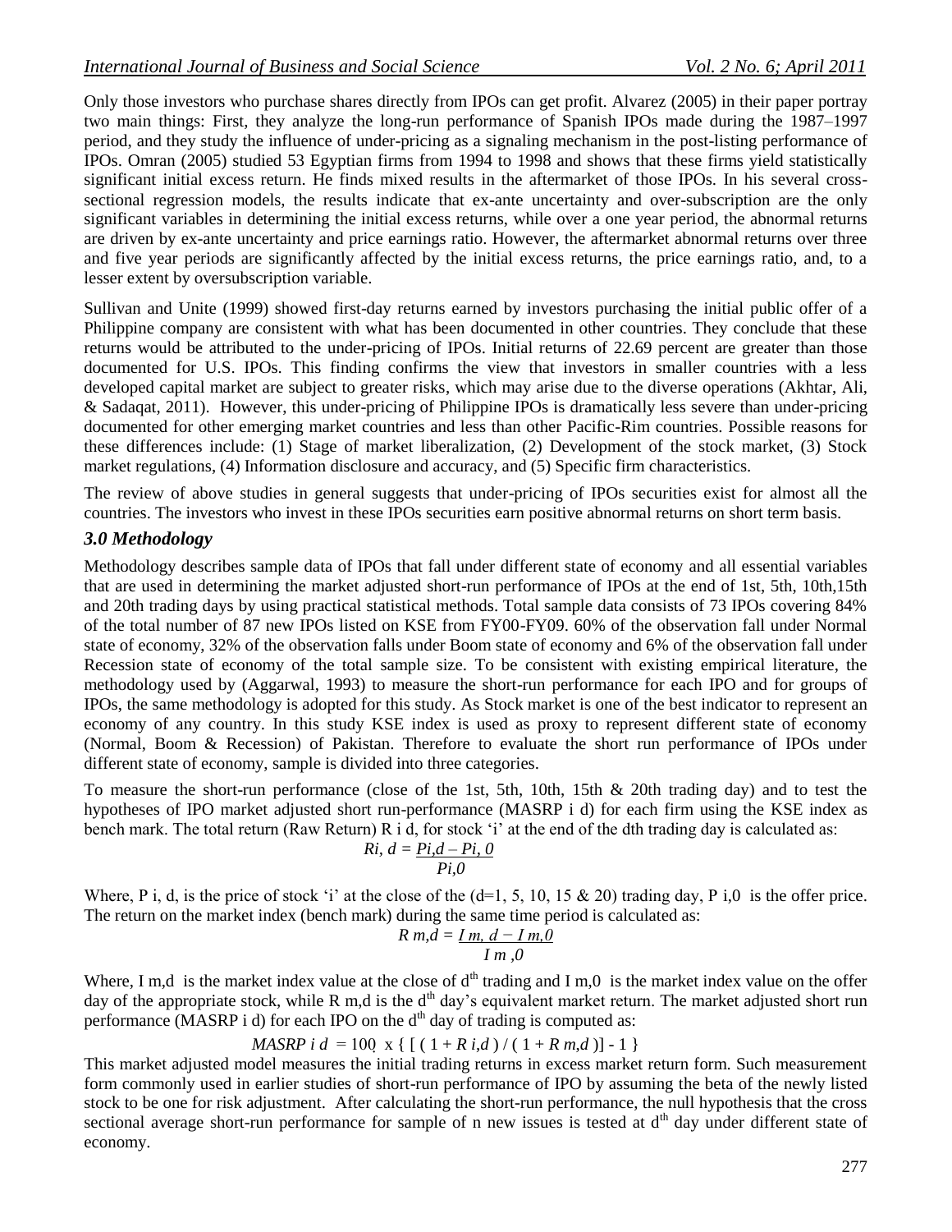Only those investors who purchase shares directly from IPOs can get profit. Alvarez (2005) in their paper portray two main things: First, they analyze the long-run performance of Spanish IPOs made during the 1987–1997 period, and they study the influence of under-pricing as a signaling mechanism in the post-listing performance of IPOs. Omran (2005) studied 53 Egyptian firms from 1994 to 1998 and shows that these firms yield statistically significant initial excess return. He finds mixed results in the aftermarket of those IPOs. In his several cross-sectional regression models, the results indicate that ex-ante uncertainty and over-subscription are the only significant variables in determining the initial excess returns, while over a one year period, the abnormal returns are driven by ex-ante uncertainty and price earnings ratio. However, the aftermarket abnormal returns over three and five year periods are significantly affected by the initial excess returns, the price earnings ratio, and, to a lesser extent by oversubscription variable.

Sullivan and Unite (1999) showed first-day returns earned by investors purchasing the initial public offer of a Philippine company are consistent with what has been documented in other countries. They conclude that these returns would be attributed to the under-pricing of IPOs. Initial returns of 22.69 percent are greater than those documented for U.S. IPOs. This finding confirms the view that investors in smaller countries with a less developed capital market are subject to greater risks, which may arise due to the diverse operations (Akhtar, Ali, & Sadaqat, 2011). However, this under-pricing of Philippine IPOs is dramatically less severe than under-pricing documented for other emerging market countries and less than other Pacific-Rim countries. Possible reasons for these differences include: (1) Stage of market liberalization, (2) Development of the stock market, (3) Stock market regulations, (4) Information disclosure and accuracy, and (5) Specific firm characteristics.

The review of above studies in general suggests that under-pricing of IPOs securities exist for almost all the countries. The investors who invest in these IPOs securities earn positive abnormal returns on short term basis.

### *3.0 Methodology*

Methodology describes sample data of IPOs that fall under different state of economy and all essential variables that are used in determining the market adjusted short-run performance of IPOs at the end of 1st, 5th, 10th,15th and 20th trading days by using practical statistical methods. Total sample data consists of 73 IPOs covering 84% of the total number of 87 new IPOs listed on KSE from FY00-FY09. 60% of the observation fall under Normal state of economy, 32% of the observation falls under Boom state of economy and 6% of the observation fall under Recession state of economy of the total sample size. To be consistent with existing empirical literature, the methodology used by (Aggarwal, 1993) to measure the short-run performance for each IPO and for groups of IPOs, the same methodology is adopted for this study. As Stock market is one of the best indicator to represent an economy of any country. In this study KSE index is used as proxy to represent different state of economy (Normal, Boom & Recession) of Pakistan. Therefore to evaluate the short run performance of IPOs under different state of economy, sample is divided into three categories.

To measure the short-run performance (close of the 1st, 5th, 10th, 15th & 20th trading day) and to test the hypotheses of IPO market adjusted short run-performance ($MASRP_{i\,d}$) for each firm using the KSE index as bench mark. The total return (Raw Return) $R_{i\,d}$, for stock 'i' at the end of the dth trading day is calculated as:

$$R_{i,d} = \frac{P_{i,d} - P_{i,0}}{P_{i,0}}$$

Where, $P_{i,d}$, is the price of stock 'i' at the close of the (d=1, 5, 10, 15 & 20) trading day, $P_{i,0}$ is the offer price. The return on the market index (bench mark) during the same time period is calculated as:

$$R_{m,d} = \frac{I_{m,d} - I_{m,0}}{I_{m,0}}$$

Where, $I_{m,d}$ is the market index value at the close of $d^{th}$ trading and $I_{m,0}$ is the market index value on the offer day of the appropriate stock, while $R_{m,d}$ is the $d^{th}$ day's equivalent market return. The market adjusted short run performance ($MASRP_{i\,d}$) for each IPO on the $d^{th}$ day of trading is computed as:

$$MASRP_{i\,d} = 100 \times \{ [ ( 1 + R_{i,d} ) / ( 1 + R_{m,d} )] - 1 \}$$

This market adjusted model measures the initial trading returns in excess market return form. Such measurement form commonly used in earlier studies of short-run performance of IPO by assuming the beta of the newly listed stock to be one for risk adjustment. After calculating the short-run performance, the null hypothesis that the cross sectional average short-run performance for sample of n new issues is tested at $d^{th}$ day under different state of economy.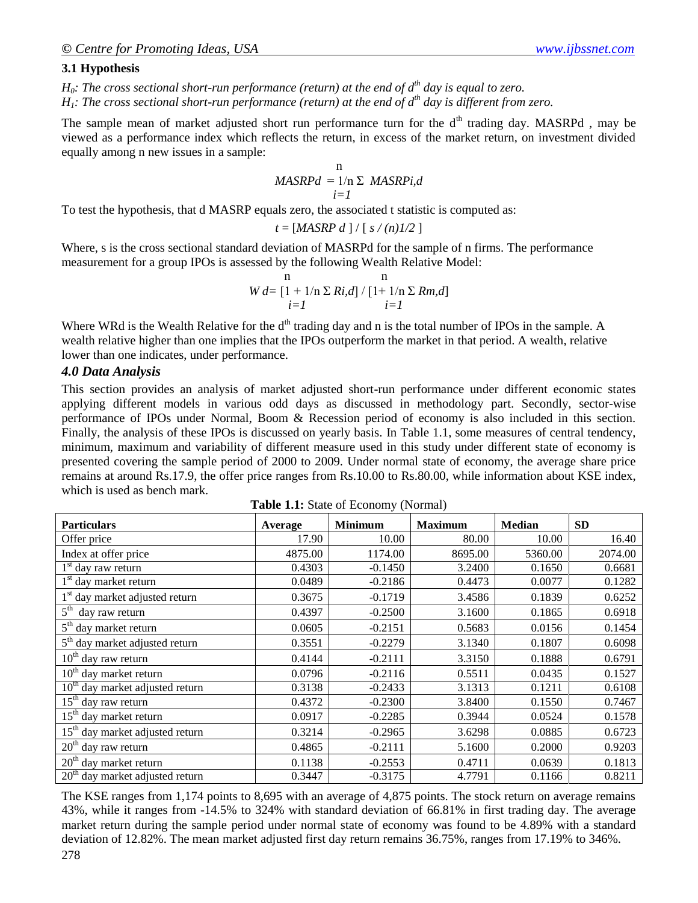### 3.1 Hypothesis

*$H_0$: The cross sectional short-run performance (return) at the end of $d^{th}$ day is equal to zero.*
*$H_1$: The cross sectional short-run performance (return) at the end of $d^{th}$ day is different from zero.*

The sample mean of market adjusted short run performance turn for the $d^{th}$ trading day. MASRPd , may be viewed as a performance index which reflects the return, in excess of the market return, on investment divided equally among n new issues in a sample:

$$MASRPd = 1/n \sum_{i=1}^{n} MASRPi,d$$

To test the hypothesis, that d MASRP equals zero, the associated t statistic is computed as:

$$t = [MASRP\ d\ ] / [\ s / (n)1/2\ ]$$

Where, s is the cross sectional standard deviation of MASRPd for the sample of n firms. The performance measurement for a group IPOs is assessed by the following Wealth Relative Model:

$$W\,d= [1 + 1/n \sum_{i=1}^{n} Ri,d] / [1+ 1/n \sum_{i=1}^{n} Rm,d]$$

Where WRd is the Wealth Relative for the $d^{th}$ trading day and n is the total number of IPOs in the sample. A wealth relative higher than one implies that the IPOs outperform the market in that period. A wealth, relative lower than one indicates, under performance.

### *4.0 Data Analysis*

This section provides an analysis of market adjusted short-run performance under different economic states applying different models in various odd days as discussed in methodology part. Secondly, sector-wise performance of IPOs under Normal, Boom & Recession period of economy is also included in this section. Finally, the analysis of these IPOs is discussed on yearly basis. In Table 1.1, some measures of central tendency, minimum, maximum and variability of different measure used in this study under different state of economy is presented covering the sample period of 2000 to 2009. Under normal state of economy, the average share price remains at around Rs.17.9, the offer price ranges from Rs.10.00 to Rs.80.00, while information about KSE index, which is used as bench mark.

**Table 1.1:** State of Economy (Normal)

| Particulars | Average | Minimum | Maximum | Median | SD |
|---|---|---|---|---|---|
| Offer price | 17.90 | 10.00 | 80.00 | 10.00 | 16.40 |
| Index at offer price | 4875.00 | 1174.00 | 8695.00 | 5360.00 | 2074.00 |
| 1st day raw return | 0.4303 | -0.1450 | 3.2400 | 0.1650 | 0.6681 |
| 1st day market return | 0.0489 | -0.2186 | 0.4473 | 0.0077 | 0.1282 |
| 1st day market adjusted return | 0.3675 | -0.1719 | 3.4586 | 0.1839 | 0.6252 |
| 5th day raw return | 0.4397 | -0.2500 | 3.1600 | 0.1865 | 0.6918 |
| 5th day market return | 0.0605 | -0.2151 | 0.5683 | 0.0156 | 0.1454 |
| 5th day market adjusted return | 0.3551 | -0.2279 | 3.1340 | 0.1807 | 0.6098 |
| 10th day raw return | 0.4144 | -0.2111 | 3.3150 | 0.1888 | 0.6791 |
| 10th day market return | 0.0796 | -0.2116 | 0.5511 | 0.0435 | 0.1527 |
| 10th day market adjusted return | 0.3138 | -0.2433 | 3.1313 | 0.1211 | 0.6108 |
| 15th day raw return | 0.4372 | -0.2300 | 3.8400 | 0.1550 | 0.7467 |
| 15th day market return | 0.0917 | -0.2285 | 0.3944 | 0.0524 | 0.1578 |
| 15th day market adjusted return | 0.3214 | -0.2965 | 3.6298 | 0.0885 | 0.6723 |
| 20th day raw return | 0.4865 | -0.2111 | 5.1600 | 0.2000 | 0.9203 |
| 20th day market return | 0.1138 | -0.2553 | 0.4711 | 0.0639 | 0.1813 |
| 20th day market adjusted return | 0.3447 | -0.3175 | 4.7791 | 0.1166 | 0.8211 |

The KSE ranges from 1,174 points to 8,695 with an average of 4,875 points. The stock return on average remains 43%, while it ranges from -14.5% to 324% with standard deviation of 66.81% in first trading day. The average market return during the sample period under normal state of economy was found to be 4.89% with a standard deviation of 12.82%. The mean market adjusted first day return remains 36.75%, ranges from 17.19% to 346%.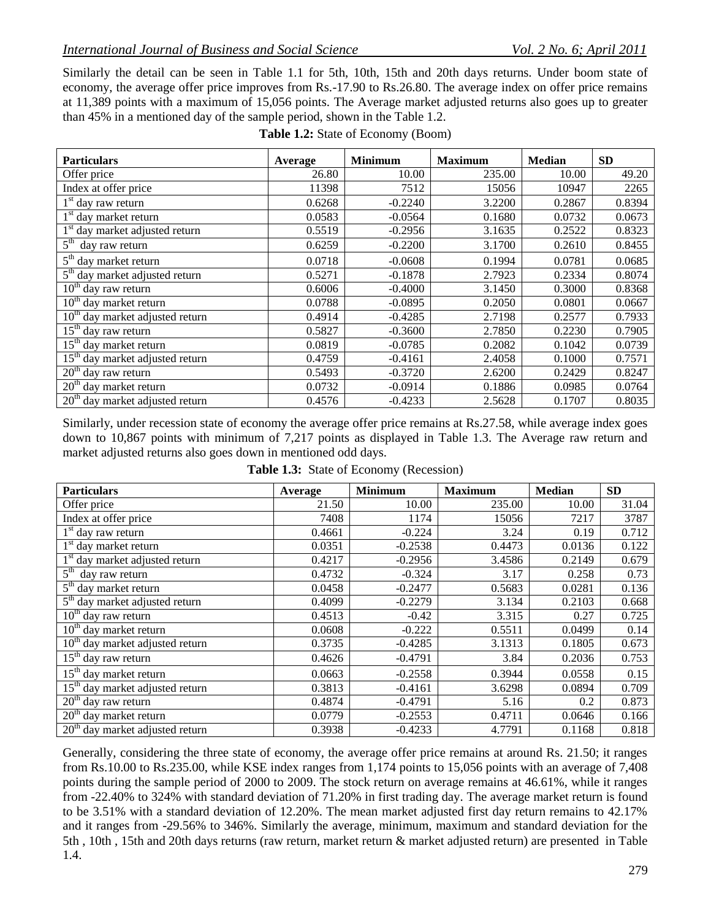Similarly the detail can be seen in Table 1.1 for 5th, 10th, 15th and 20th days returns. Under boom state of economy, the average offer price improves from Rs.-17.90 to Rs.26.80. The average index on offer price remains at 11,389 points with a maximum of 15,056 points. The Average market adjusted returns also goes up to greater than 45% in a mentioned day of the sample period, shown in the Table 1.2.

**Table 1.2:** State of Economy (Boom)

| Particulars | Average | Minimum | Maximum | Median | SD |
|---|---|---|---|---|---|
| Offer price | 26.80 | 10.00 | 235.00 | 10.00 | 49.20 |
| Index at offer price | 11398 | 7512 | 15056 | 10947 | 2265 |
| 1st day raw return | 0.6268 | -0.2240 | 3.2200 | 0.2867 | 0.8394 |
| 1st day market return | 0.0583 | -0.0564 | 0.1680 | 0.0732 | 0.0673 |
| 1st day market adjusted return | 0.5519 | -0.2956 | 3.1635 | 0.2522 | 0.8323 |
| 5th day raw return | 0.6259 | -0.2200 | 3.1700 | 0.2610 | 0.8455 |
| 5th day market return | 0.0718 | -0.0608 | 0.1994 | 0.0781 | 0.0685 |
| 5th day market adjusted return | 0.5271 | -0.1878 | 2.7923 | 0.2334 | 0.8074 |
| 10th day raw return | 0.6006 | -0.4000 | 3.1450 | 0.3000 | 0.8368 |
| 10th day market return | 0.0788 | -0.0895 | 0.2050 | 0.0801 | 0.0667 |
| 10th day market adjusted return | 0.4914 | -0.4285 | 2.7198 | 0.2577 | 0.7933 |
| 15th day raw return | 0.5827 | -0.3600 | 2.7850 | 0.2230 | 0.7905 |
| 15th day market return | 0.0819 | -0.0785 | 0.2082 | 0.1042 | 0.0739 |
| 15th day market adjusted return | 0.4759 | -0.4161 | 2.4058 | 0.1000 | 0.7571 |
| 20th day raw return | 0.5493 | -0.3720 | 2.6200 | 0.2429 | 0.8247 |
| 20th day market return | 0.0732 | -0.0914 | 0.1886 | 0.0985 | 0.0764 |
| 20th day market adjusted return | 0.4576 | -0.4233 | 2.5628 | 0.1707 | 0.8035 |

Similarly, under recession state of economy the average offer price remains at Rs.27.58, while average index goes down to 10,867 points with minimum of 7,217 points as displayed in Table 1.3. The Average raw return and market adjusted returns also goes down in mentioned odd days.

**Table 1.3:** State of Economy (Recession)

| Particulars | Average | Minimum | Maximum | Median | SD |
|---|---|---|---|---|---|
| Offer price | 21.50 | 10.00 | 235.00 | 10.00 | 31.04 |
| Index at offer price | 7408 | 1174 | 15056 | 7217 | 3787 |
| 1st day raw return | 0.4661 | -0.224 | 3.24 | 0.19 | 0.712 |
| 1st day market return | 0.0351 | -0.2538 | 0.4473 | 0.0136 | 0.122 |
| 1st day market adjusted return | 0.4217 | -0.2956 | 3.4586 | 0.2149 | 0.679 |
| 5th day raw return | 0.4732 | -0.324 | 3.17 | 0.258 | 0.73 |
| 5th day market return | 0.0458 | -0.2477 | 0.5683 | 0.0281 | 0.136 |
| 5th day market adjusted return | 0.4099 | -0.2279 | 3.134 | 0.2103 | 0.668 |
| 10th day raw return | 0.4513 | -0.42 | 3.315 | 0.27 | 0.725 |
| 10th day market return | 0.0608 | -0.222 | 0.5511 | 0.0499 | 0.14 |
| 10th day market adjusted return | 0.3735 | -0.4285 | 3.1313 | 0.1805 | 0.673 |
| 15th day raw return | 0.4626 | -0.4791 | 3.84 | 0.2036 | 0.753 |
| 15th day market return | 0.0663 | -0.2558 | 0.3944 | 0.0558 | 0.15 |
| 15th day market adjusted return | 0.3813 | -0.4161 | 3.6298 | 0.0894 | 0.709 |
| 20th day raw return | 0.4874 | -0.4791 | 5.16 | 0.2 | 0.873 |
| 20th day market return | 0.0779 | -0.2553 | 0.4711 | 0.0646 | 0.166 |
| 20th day market adjusted return | 0.3938 | -0.4233 | 4.7791 | 0.1168 | 0.818 |

Generally, considering the three state of economy, the average offer price remains at around Rs. 21.50; it ranges from Rs.10.00 to Rs.235.00, while KSE index ranges from 1,174 points to 15,056 points with an average of 7,408 points during the sample period of 2000 to 2009. The stock return on average remains at 46.61%, while it ranges from -22.40% to 324% with standard deviation of 71.20% in first trading day. The average market return is found to be 3.51% with a standard deviation of 12.20%. The mean market adjusted first day return remains to 42.17% and it ranges from -29.56% to 346%. Similarly the average, minimum, maximum and standard deviation for the 5th , 10th , 15th and 20th days returns (raw return, market return & market adjusted return) are presented in Table 1.4.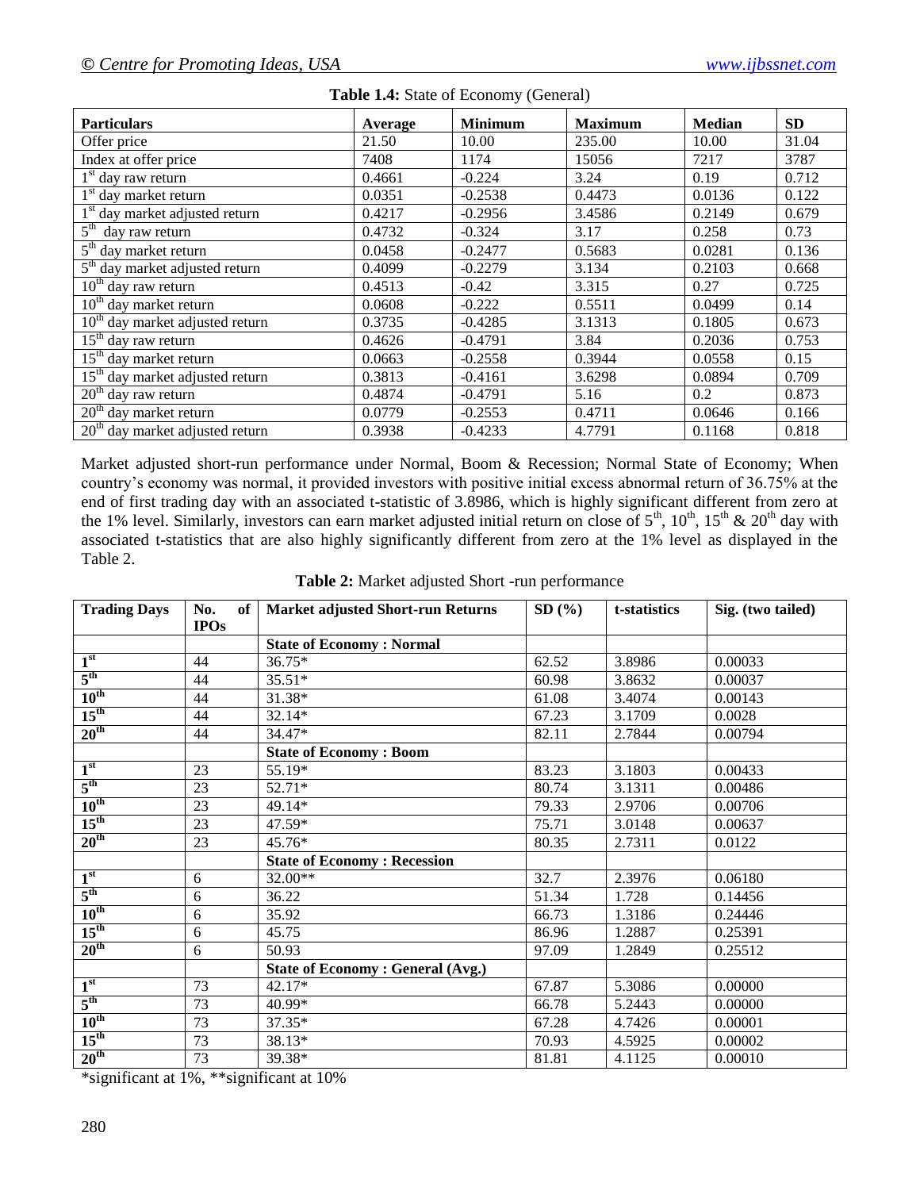**Table 1.4:** State of Economy (General)

| Particulars | Average | Minimum | Maximum | Median | SD |
|---|---|---|---|---|---|
| Offer price | 21.50 | 10.00 | 235.00 | 10.00 | 31.04 |
| Index at offer price | 7408 | 1174 | 15056 | 7217 | 3787 |
| 1st day raw return | 0.4661 | -0.224 | 3.24 | 0.19 | 0.712 |
| 1st day market return | 0.0351 | -0.2538 | 0.4473 | 0.0136 | 0.122 |
| 1st day market adjusted return | 0.4217 | -0.2956 | 3.4586 | 0.2149 | 0.679 |
| 5th day raw return | 0.4732 | -0.324 | 3.17 | 0.258 | 0.73 |
| 5th day market return | 0.0458 | -0.2477 | 0.5683 | 0.0281 | 0.136 |
| 5th day market adjusted return | 0.4099 | -0.2279 | 3.134 | 0.2103 | 0.668 |
| 10th day raw return | 0.4513 | -0.42 | 3.315 | 0.27 | 0.725 |
| 10th day market return | 0.0608 | -0.222 | 0.5511 | 0.0499 | 0.14 |
| 10th day market adjusted return | 0.3735 | -0.4285 | 3.1313 | 0.1805 | 0.673 |
| 15th day raw return | 0.4626 | -0.4791 | 3.84 | 0.2036 | 0.753 |
| 15th day market return | 0.0663 | -0.2558 | 0.3944 | 0.0558 | 0.15 |
| 15th day market adjusted return | 0.3813 | -0.4161 | 3.6298 | 0.0894 | 0.709 |
| 20th day raw return | 0.4874 | -0.4791 | 5.16 | 0.2 | 0.873 |
| 20th day market return | 0.0779 | -0.2553 | 0.4711 | 0.0646 | 0.166 |
| 20th day market adjusted return | 0.3938 | -0.4233 | 4.7791 | 0.1168 | 0.818 |

Market adjusted short-run performance under Normal, Boom & Recession; Normal State of Economy; When country's economy was normal, it provided investors with positive initial excess abnormal return of 36.75% at the end of first trading day with an associated t-statistic of 3.8986, which is highly significant different from zero at the 1% level. Similarly, investors can earn market adjusted initial return on close of 5th, 10th, 15th & 20th day with associated t-statistics that are also highly significantly different from zero at the 1% level as displayed in the Table 2.

**Table 2:** Market adjusted Short -run performance

| Trading Days | No. of IPOs | Market adjusted Short-run Returns | SD (%) | t-statistics | Sig. (two tailed) |
|---|---|---|---|---|---|
| | | **State of Economy : Normal** | | | |
| 1st | 44 | 36.75* | 62.52 | 3.8986 | 0.00033 |
| 5th | 44 | 35.51* | 60.98 | 3.8632 | 0.00037 |
| 10th | 44 | 31.38* | 61.08 | 3.4074 | 0.00143 |
| 15th | 44 | 32.14* | 67.23 | 3.1709 | 0.0028 |
| 20th | 44 | 34.47* | 82.11 | 2.7844 | 0.00794 |
| | | **State of Economy : Boom** | | | |
| 1st | 23 | 55.19* | 83.23 | 3.1803 | 0.00433 |
| 5th | 23 | 52.71* | 80.74 | 3.1311 | 0.00486 |
| 10th | 23 | 49.14* | 79.33 | 2.9706 | 0.00706 |
| 15th | 23 | 47.59* | 75.71 | 3.0148 | 0.00637 |
| 20th | 23 | 45.76* | 80.35 | 2.7311 | 0.0122 |
| | | **State of Economy : Recession** | | | |
| 1st | 6 | 32.00** | 32.7 | 2.3976 | 0.06180 |
| 5th | 6 | 36.22 | 51.34 | 1.728 | 0.14456 |
| 10th | 6 | 35.92 | 66.73 | 1.3186 | 0.24446 |
| 15th | 6 | 45.75 | 86.96 | 1.2887 | 0.25391 |
| 20th | 6 | 50.93 | 97.09 | 1.2849 | 0.25512 |
| | | **State of Economy : General (Avg.)** | | | |
| 1st | 73 | 42.17* | 67.87 | 5.3086 | 0.00000 |
| 5th | 73 | 40.99* | 66.78 | 5.2443 | 0.00000 |
| 10th | 73 | 37.35* | 67.28 | 4.7426 | 0.00001 |
| 15th | 73 | 38.13* | 70.93 | 4.5925 | 0.00002 |
| 20th | 73 | 39.38* | 81.81 | 4.1125 | 0.00010 |

*significant at 1%, **significant at 10%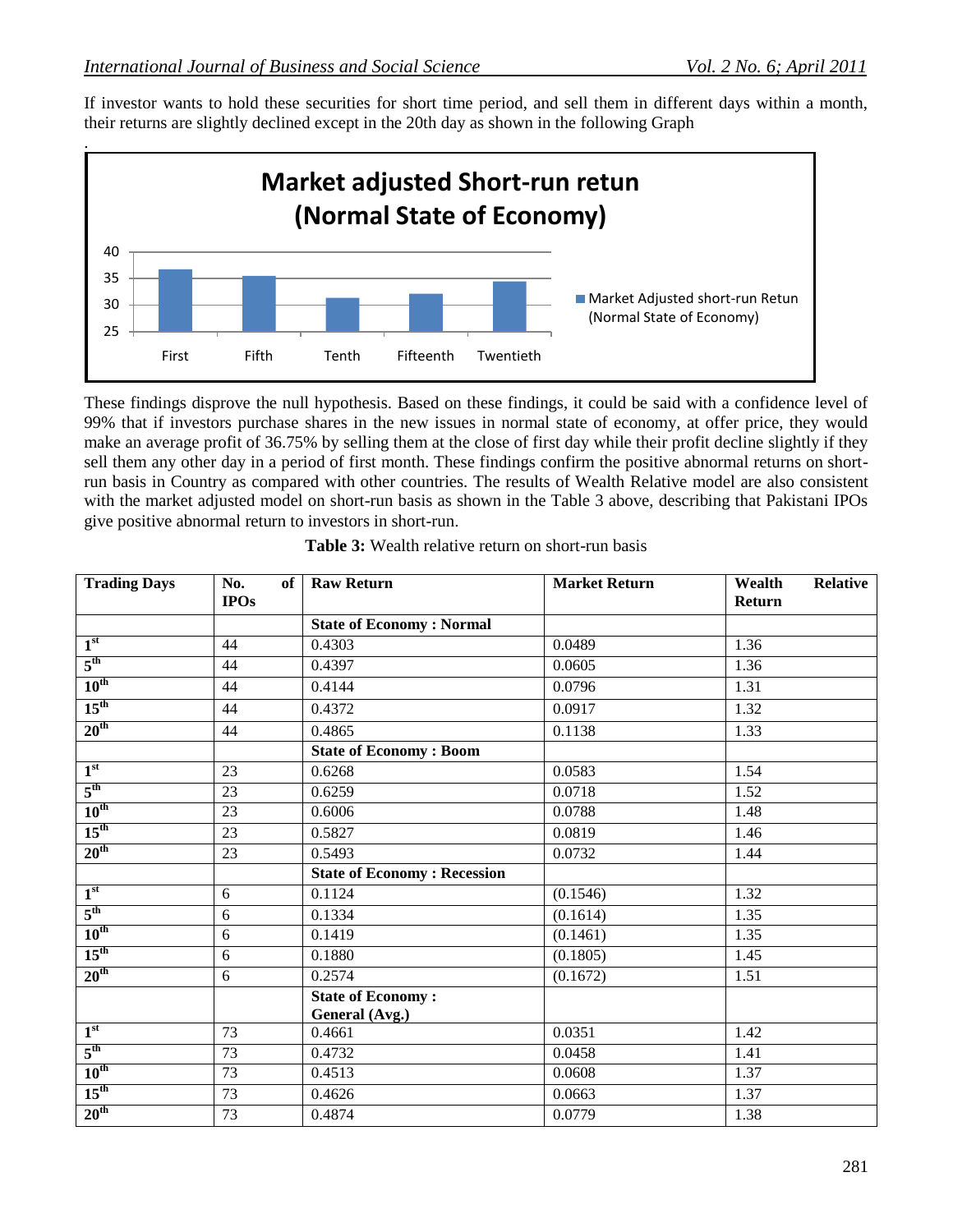If investor wants to hold these securities for short time period, and sell them in different days within a month, their returns are slightly declined except in the 20th day as shown in the following Graph

.

These findings disprove the null hypothesis. Based on these findings, it could be said with a confidence level of 99% that if investors purchase shares in the new issues in normal state of economy, at offer price, they would make an average profit of 36.75% by selling them at the close of first day while their profit decline slightly if they sell them any other day in a period of first month. These findings confirm the positive abnormal returns on short-run basis in Country as compared with other countries. The results of Wealth Relative model are also consistent with the market adjusted model on short-run basis as shown in the Table 3 above, describing that Pakistani IPOs give positive abnormal return to investors in short-run.

**Table 3:** Wealth relative return on short-run basis

| Trading Days | No. of IPOs | Raw Return | Market Return | Wealth Relative Return |
|---|---|---|---|---|
| | | **State of Economy : Normal** | | |
| 1st | 44 | 0.4303 | 0.0489 | 1.36 |
| 5th | 44 | 0.4397 | 0.0605 | 1.36 |
| 10th | 44 | 0.4144 | 0.0796 | 1.31 |
| 15th | 44 | 0.4372 | 0.0917 | 1.32 |
| 20th | 44 | 0.4865 | 0.1138 | 1.33 |
| | | **State of Economy : Boom** | | |
| 1st | 23 | 0.6268 | 0.0583 | 1.54 |
| 5th | 23 | 0.6259 | 0.0718 | 1.52 |
| 10th | 23 | 0.6006 | 0.0788 | 1.48 |
| 15th | 23 | 0.5827 | 0.0819 | 1.46 |
| 20th | 23 | 0.5493 | 0.0732 | 1.44 |
| | | **State of Economy : Recession** | | |
| 1st | 6 | 0.1124 | (0.1546) | 1.32 |
| 5th | 6 | 0.1334 | (0.1614) | 1.35 |
| 10th | 6 | 0.1419 | (0.1461) | 1.35 |
| 15th | 6 | 0.1880 | (0.1805) | 1.45 |
| 20th | 6 | 0.2574 | (0.1672) | 1.51 |
| | | **State of Economy : General (Avg.)** | | |
| 1st | 73 | 0.4661 | 0.0351 | 1.42 |
| 5th | 73 | 0.4732 | 0.0458 | 1.41 |
| 10th | 73 | 0.4513 | 0.0608 | 1.37 |
| 15th | 73 | 0.4626 | 0.0663 | 1.37 |
| 20th | 73 | 0.4874 | 0.0779 | 1.38 |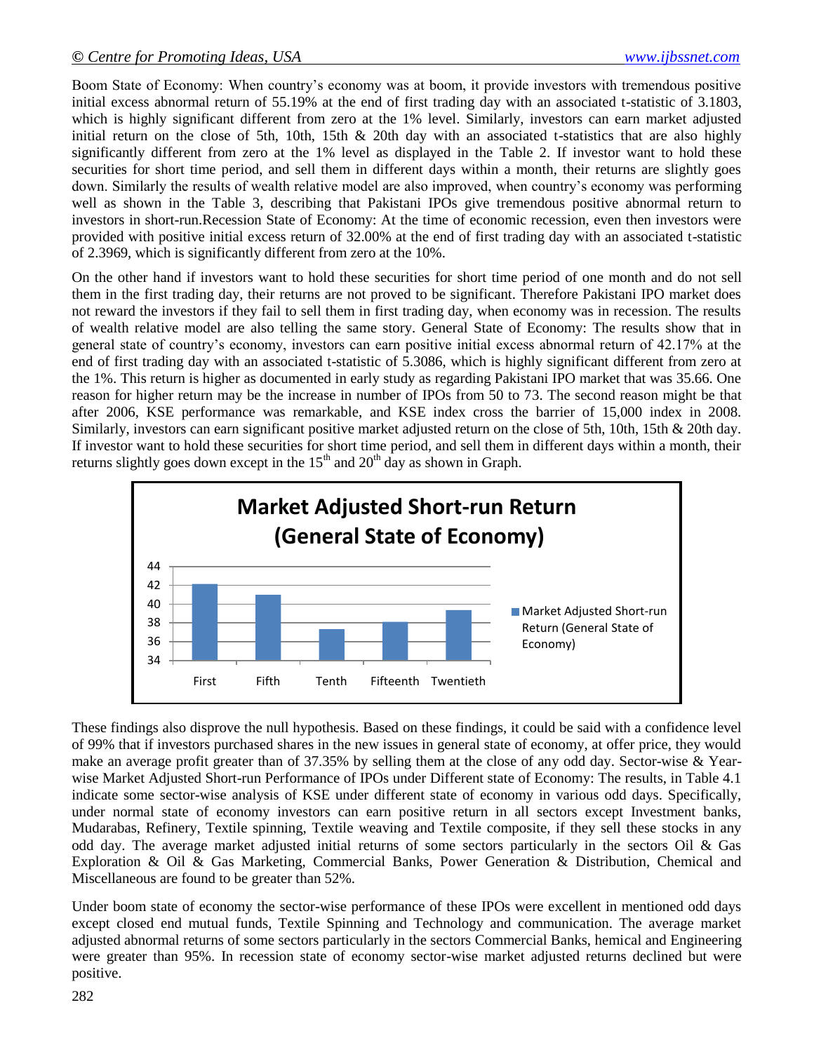Boom State of Economy: When country's economy was at boom, it provide investors with tremendous positive initial excess abnormal return of 55.19% at the end of first trading day with an associated t-statistic of 3.1803, which is highly significant different from zero at the 1% level. Similarly, investors can earn market adjusted initial return on the close of 5th, 10th, 15th & 20th day with an associated t-statistics that are also highly significantly different from zero at the 1% level as displayed in the Table 2. If investor want to hold these securities for short time period, and sell them in different days within a month, their returns are slightly goes down. Similarly the results of wealth relative model are also improved, when country's economy was performing well as shown in the Table 3, describing that Pakistani IPOs give tremendous positive abnormal return to investors in short-run.Recession State of Economy: At the time of economic recession, even then investors were provided with positive initial excess return of 32.00% at the end of first trading day with an associated t-statistic of 2.3969, which is significantly different from zero at the 10%.

On the other hand if investors want to hold these securities for short time period of one month and do not sell them in the first trading day, their returns are not proved to be significant. Therefore Pakistani IPO market does not reward the investors if they fail to sell them in first trading day, when economy was in recession. The results of wealth relative model are also telling the same story. General State of Economy: The results show that in general state of country's economy, investors can earn positive initial excess abnormal return of 42.17% at the end of first trading day with an associated t-statistic of 5.3086, which is highly significant different from zero at the 1%. This return is higher as documented in early study as regarding Pakistani IPO market that was 35.66. One reason for higher return may be the increase in number of IPOs from 50 to 73. The second reason might be that after 2006, KSE performance was remarkable, and KSE index cross the barrier of 15,000 index in 2008. Similarly, investors can earn significant positive market adjusted return on the close of 5th, 10th, 15th & 20th day. If investor want to hold these securities for short time period, and sell them in different days within a month, their returns slightly goes down except in the 15th and 20th day as shown in Graph.

**Market Adjusted Short-run Return (General State of Economy)**

| | First | Fifth | Tenth | Fifteenth | Twentieth |
|---|---|---|---|---|---|
| Market Adjusted Short-run Return (General State of Economy) | ~42.17 | ~41 | ~37.35 | ~38 | ~39.4 |

These findings also disprove the null hypothesis. Based on these findings, it could be said with a confidence level of 99% that if investors purchased shares in the new issues in general state of economy, at offer price, they would make an average profit greater than of 37.35% by selling them at the close of any odd day. Sector-wise & Year-wise Market Adjusted Short-run Performance of IPOs under Different state of Economy: The results, in Table 4.1 indicate some sector-wise analysis of KSE under different state of economy in various odd days. Specifically, under normal state of economy investors can earn positive return in all sectors except Investment banks, Mudarabas, Refinery, Textile spinning, Textile weaving and Textile composite, if they sell these stocks in any odd day. The average market adjusted initial returns of some sectors particularly in the sectors Oil & Gas Exploration & Oil & Gas Marketing, Commercial Banks, Power Generation & Distribution, Chemical and Miscellaneous are found to be greater than 52%.

Under boom state of economy the sector-wise performance of these IPOs were excellent in mentioned odd days except closed end mutual funds, Textile Spinning and Technology and communication. The average market adjusted abnormal returns of some sectors particularly in the sectors Commercial Banks, hemical and Engineering were greater than 95%. In recession state of economy sector-wise market adjusted returns declined but were positive.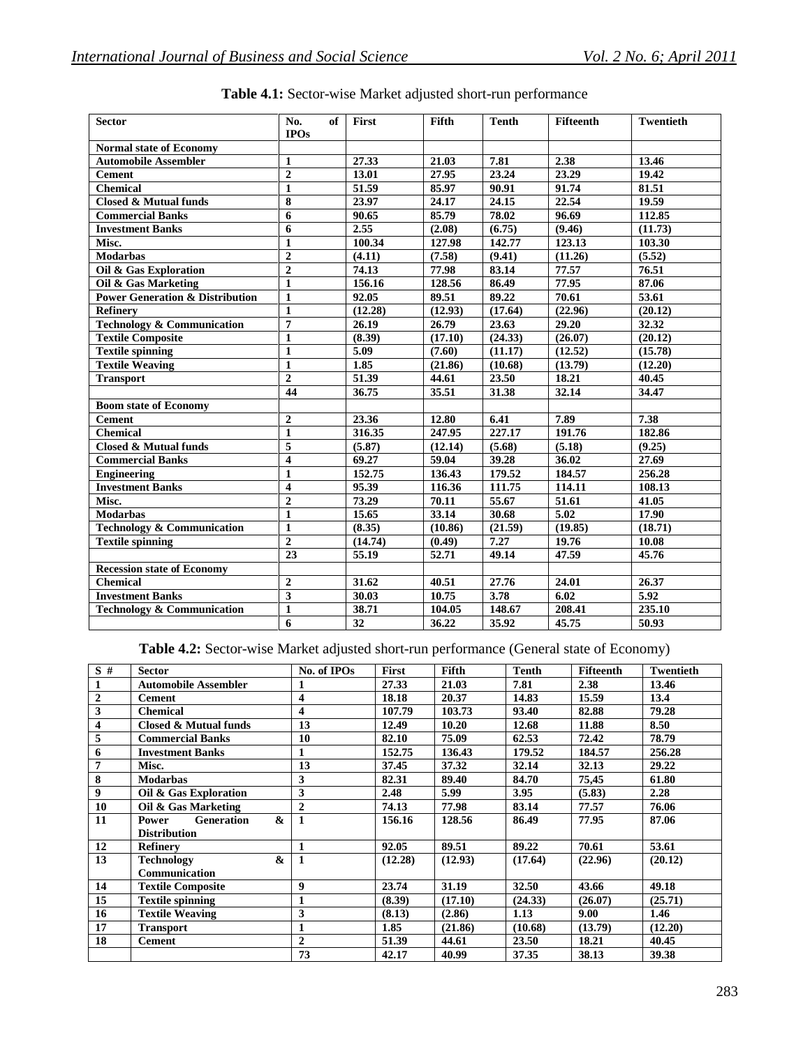**Table 4.1:** Sector-wise Market adjusted short-run performance

| Sector | No. of IPOs | First | Fifth | Tenth | Fifteenth | Twentieth |
|---|---|---|---|---|---|---|
| **Normal state of Economy** | | | | | | |
| Automobile Assembler | 1 | 27.33 | 21.03 | 7.81 | 2.38 | 13.46 |
| Cement | 2 | 13.01 | 27.95 | 23.24 | 23.29 | 19.42 |
| Chemical | 1 | 51.59 | 85.97 | 90.91 | 91.74 | 81.51 |
| Closed & Mutual funds | 8 | 23.97 | 24.17 | 24.15 | 22.54 | 19.59 |
| Commercial Banks | 6 | 90.65 | 85.79 | 78.02 | 96.69 | 112.85 |
| Investment Banks | 6 | 2.55 | (2.08) | (6.75) | (9.46) | (11.73) |
| Misc. | 1 | 100.34 | 127.98 | 142.77 | 123.13 | 103.30 |
| Modarbas | 2 | (4.11) | (7.58) | (9.41) | (11.26) | (5.52) |
| Oil & Gas Exploration | 2 | 74.13 | 77.98 | 83.14 | 77.57 | 76.51 |
| Oil & Gas Marketing | 1 | 156.16 | 128.56 | 86.49 | 77.95 | 87.06 |
| Power Generation & Distribution | 1 | 92.05 | 89.51 | 89.22 | 70.61 | 53.61 |
| Refinery | 1 | (12.28) | (12.93) | (17.64) | (22.96) | (20.12) |
| Technology & Communication | 7 | 26.19 | 26.79 | 23.63 | 29.20 | 32.32 |
| Textile Composite | 1 | (8.39) | (17.10) | (24.33) | (26.07) | (20.12) |
| Textile spinning | 1 | 5.09 | (7.60) | (11.17) | (12.52) | (15.78) |
| Textile Weaving | 1 | 1.85 | (21.86) | (10.68) | (13.79) | (12.20) |
| Transport | 2 | 51.39 | 44.61 | 23.50 | 18.21 | 40.45 |
| | 44 | 36.75 | 35.51 | 31.38 | 32.14 | 34.47 |
| **Boom state of Economy** | | | | | | |
| Cement | 2 | 23.36 | 12.80 | 6.41 | 7.89 | 7.38 |
| Chemical | 1 | 316.35 | 247.95 | 227.17 | 191.76 | 182.86 |
| Closed & Mutual funds | 5 | (5.87) | (12.14) | (5.68) | (5.18) | (9.25) |
| Commercial Banks | 4 | 69.27 | 59.04 | 39.28 | 36.02 | 27.69 |
| Engineering | 1 | 152.75 | 136.43 | 179.52 | 184.57 | 256.28 |
| Investment Banks | 4 | 95.39 | 116.36 | 111.75 | 114.11 | 108.13 |
| Misc. | 2 | 73.29 | 70.11 | 55.67 | 51.61 | 41.05 |
| Modarbas | 1 | 15.65 | 33.14 | 30.68 | 5.02 | 17.90 |
| Technology & Communication | 1 | (8.35) | (10.86) | (21.59) | (19.85) | (18.71) |
| Textile spinning | 2 | (14.74) | (0.49) | 7.27 | 19.76 | 10.08 |
| | 23 | 55.19 | 52.71 | 49.14 | 47.59 | 45.76 |
| **Recession state of Economy** | | | | | | |
| Chemical | 2 | 31.62 | 40.51 | 27.76 | 24.01 | 26.37 |
| Investment Banks | 3 | 30.03 | 10.75 | 3.78 | 6.02 | 5.92 |
| Technology & Communication | 1 | 38.71 | 104.05 | 148.67 | 208.41 | 235.10 |
| | 6 | 32 | 36.22 | 35.92 | 45.75 | 50.93 |

**Table 4.2:** Sector-wise Market adjusted short-run performance (General state of Economy)

| S # | Sector | No. of IPOs | First | Fifth | Tenth | Fifteenth | Twentieth |
|---|---|---|---|---|---|---|---|
| 1 | Automobile Assembler | 1 | 27.33 | 21.03 | 7.81 | 2.38 | 13.46 |
| 2 | Cement | 4 | 18.18 | 20.37 | 14.83 | 15.59 | 13.4 |
| 3 | Chemical | 4 | 107.79 | 103.73 | 93.40 | 82.88 | 79.28 |
| 4 | Closed & Mutual funds | 13 | 12.49 | 10.20 | 12.68 | 11.88 | 8.50 |
| 5 | Commercial Banks | 10 | 82.10 | 75.09 | 62.53 | 72.42 | 78.79 |
| 6 | Investment Banks | 1 | 152.75 | 136.43 | 179.52 | 184.57 | 256.28 |
| 7 | Misc. | 13 | 37.45 | 37.32 | 32.14 | 32.13 | 29.22 |
| 8 | Modarbas | 3 | 82.31 | 89.40 | 84.70 | 75,45 | 61.80 |
| 9 | Oil & Gas Exploration | 3 | 2.48 | 5.99 | 3.95 | (5.83) | 2.28 |
| 10 | Oil & Gas Marketing | 2 | 74.13 | 77.98 | 83.14 | 77.57 | 76.06 |
| 11 | Power Generation & Distribution | 1 | 156.16 | 128.56 | 86.49 | 77.95 | 87.06 |
| 12 | Refinery | 1 | 92.05 | 89.51 | 89.22 | 70.61 | 53.61 |
| 13 | Technology & Communication | 1 | (12.28) | (12.93) | (17.64) | (22.96) | (20.12) |
| 14 | Textile Composite | 9 | 23.74 | 31.19 | 32.50 | 43.66 | 49.18 |
| 15 | Textile spinning | 1 | (8.39) | (17.10) | (24.33) | (26.07) | (25.71) |
| 16 | Textile Weaving | 3 | (8.13) | (2.86) | 1.13 | 9.00 | 1.46 |
| 17 | Transport | 1 | 1.85 | (21.86) | (10.68) | (13.79) | (12.20) |
| 18 | Cement | 2 | 51.39 | 44.61 | 23.50 | 18.21 | 40.45 |
| | | 73 | 42.17 | 40.99 | 37.35 | 38.13 | 39.38 |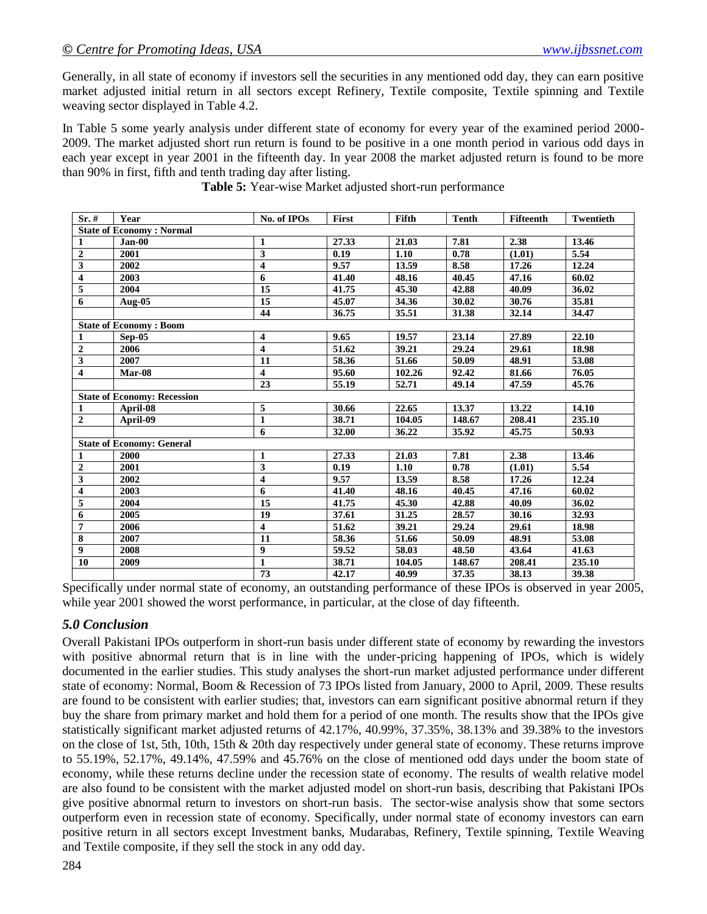Generally, in all state of economy if investors sell the securities in any mentioned odd day, they can earn positive market adjusted initial return in all sectors except Refinery, Textile composite, Textile spinning and Textile weaving sector displayed in Table 4.2.

In Table 5 some yearly analysis under different state of economy for every year of the examined period 2000-2009. The market adjusted short run return is found to be positive in a one month period in various odd days in each year except in year 2001 in the fifteenth day. In year 2008 the market adjusted return is found to be more than 90% in first, fifth and tenth trading day after listing.

**Table 5:** Year-wise Market adjusted short-run performance

| Sr. # | Year | No. of IPOs | First | Fifth | Tenth | Fifteenth | Twentieth |
|---|---|---|---|---|---|---|---|
| **State of Economy : Normal** | | | | | | | |
| 1 | Jan-00 | 1 | 27.33 | 21.03 | 7.81 | 2.38 | 13.46 |
| 2 | 2001 | 3 | 0.19 | 1.10 | 0.78 | (1.01) | 5.54 |
| 3 | 2002 | 4 | 9.57 | 13.59 | 8.58 | 17.26 | 12.24 |
| 4 | 2003 | 6 | 41.40 | 48.16 | 40.45 | 47.16 | 60.02 |
| 5 | 2004 | 15 | 41.75 | 45.30 | 42.88 | 40.09 | 36.02 |
| 6 | Aug-05 | 15 | 45.07 | 34.36 | 30.02 | 30.76 | 35.81 |
| | | 44 | 36.75 | 35.51 | 31.38 | 32.14 | 34.47 |
| **State of Economy : Boom** | | | | | | | |
| 1 | Sep-05 | 4 | 9.65 | 19.57 | 23.14 | 27.89 | 22.10 |
| 2 | 2006 | 4 | 51.62 | 39.21 | 29.24 | 29.61 | 18.98 |
| 3 | 2007 | 11 | 58.36 | 51.66 | 50.09 | 48.91 | 53.08 |
| 4 | Mar-08 | 4 | 95.60 | 102.26 | 92.42 | 81.66 | 76.05 |
| | | 23 | 55.19 | 52.71 | 49.14 | 47.59 | 45.76 |
| **State of Economy: Recession** | | | | | | | |
| 1 | April-08 | 5 | 30.66 | 22.65 | 13.37 | 13.22 | 14.10 |
| 2 | April-09 | 1 | 38.71 | 104.05 | 148.67 | 208.41 | 235.10 |
| | | 6 | 32.00 | 36.22 | 35.92 | 45.75 | 50.93 |
| **State of Economy: General** | | | | | | | |
| 1 | 2000 | 1 | 27.33 | 21.03 | 7.81 | 2.38 | 13.46 |
| 2 | 2001 | 3 | 0.19 | 1.10 | 0.78 | (1.01) | 5.54 |
| 3 | 2002 | 4 | 9.57 | 13.59 | 8.58 | 17.26 | 12.24 |
| 4 | 2003 | 6 | 41.40 | 48.16 | 40.45 | 47.16 | 60.02 |
| 5 | 2004 | 15 | 41.75 | 45.30 | 42.88 | 40.09 | 36.02 |
| 6 | 2005 | 19 | 37.61 | 31.25 | 28.57 | 30.16 | 32.93 |
| 7 | 2006 | 4 | 51.62 | 39.21 | 29.24 | 29.61 | 18.98 |
| 8 | 2007 | 11 | 58.36 | 51.66 | 50.09 | 48.91 | 53.08 |
| 9 | 2008 | 9 | 59.52 | 58.03 | 48.50 | 43.64 | 41.63 |
| 10 | 2009 | 1 | 38.71 | 104.05 | 148.67 | 208.41 | 235.10 |
| | | 73 | 42.17 | 40.99 | 37.35 | 38.13 | 39.38 |

Specifically under normal state of economy, an outstanding performance of these IPOs is observed in year 2005, while year 2001 showed the worst performance, in particular, at the close of day fifteenth.

### *5.0 Conclusion*

Overall Pakistani IPOs outperform in short-run basis under different state of economy by rewarding the investors with positive abnormal return that is in line with the under-pricing happening of IPOs, which is widely documented in the earlier studies. This study analyses the short-run market adjusted performance under different state of economy: Normal, Boom & Recession of 73 IPOs listed from January, 2000 to April, 2009. These results are found to be consistent with earlier studies; that, investors can earn significant positive abnormal return if they buy the share from primary market and hold them for a period of one month. The results show that the IPOs give statistically significant market adjusted returns of 42.17%, 40.99%, 37.35%, 38.13% and 39.38% to the investors on the close of 1st, 5th, 10th, 15th & 20th day respectively under general state of economy. These returns improve to 55.19%, 52.17%, 49.14%, 47.59% and 45.76% on the close of mentioned odd days under the boom state of economy, while these returns decline under the recession state of economy. The results of wealth relative model are also found to be consistent with the market adjusted model on short-run basis, describing that Pakistani IPOs give positive abnormal return to investors on short-run basis. The sector-wise analysis show that some sectors outperform even in recession state of economy. Specifically, under normal state of economy investors can earn positive return in all sectors except Investment banks, Mudarabas, Refinery, Textile spinning, Textile Weaving and Textile composite, if they sell the stock in any odd day.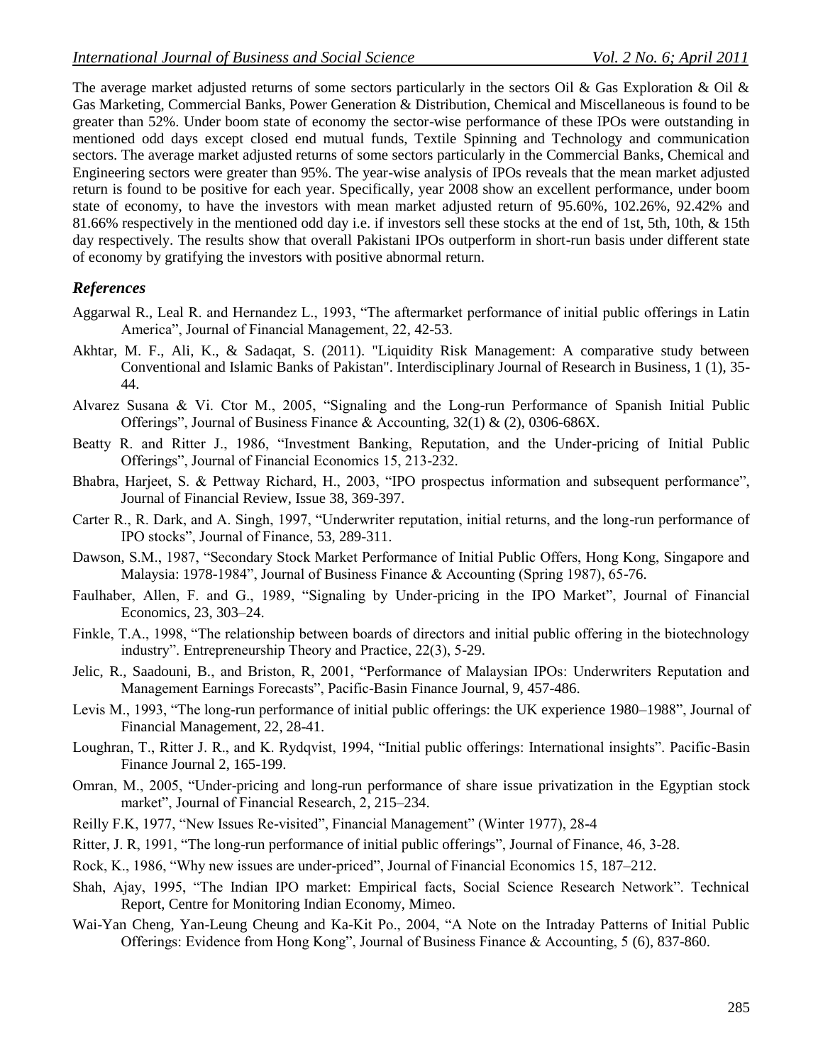The average market adjusted returns of some sectors particularly in the sectors Oil & Gas Exploration & Oil & Gas Marketing, Commercial Banks, Power Generation & Distribution, Chemical and Miscellaneous is found to be greater than 52%. Under boom state of economy the sector-wise performance of these IPOs were outstanding in mentioned odd days except closed end mutual funds, Textile Spinning and Technology and communication sectors. The average market adjusted returns of some sectors particularly in the Commercial Banks, Chemical and Engineering sectors were greater than 95%. The year-wise analysis of IPOs reveals that the mean market adjusted return is found to be positive for each year. Specifically, year 2008 show an excellent performance, under boom state of economy, to have the investors with mean market adjusted return of 95.60%, 102.26%, 92.42% and 81.66% respectively in the mentioned odd day i.e. if investors sell these stocks at the end of 1st, 5th, 10th, & 15th day respectively. The results show that overall Pakistani IPOs outperform in short-run basis under different state of economy by gratifying the investors with positive abnormal return.

## *References*

Aggarwal R., Leal R. and Hernandez L., 1993, "The aftermarket performance of initial public offerings in Latin America", Journal of Financial Management, 22, 42-53.

Akhtar, M. F., Ali, K., & Sadaqat, S. (2011). "Liquidity Risk Management: A comparative study between Conventional and Islamic Banks of Pakistan". Interdisciplinary Journal of Research in Business, 1 (1), 35-44.

Alvarez Susana & Vi. Ctor M., 2005, "Signaling and the Long-run Performance of Spanish Initial Public Offerings", Journal of Business Finance & Accounting, 32(1) & (2), 0306-686X.

Beatty R. and Ritter J., 1986, "Investment Banking, Reputation, and the Under-pricing of Initial Public Offerings", Journal of Financial Economics 15, 213-232.

Bhabra, Harjeet, S. & Pettway Richard, H., 2003, "IPO prospectus information and subsequent performance", Journal of Financial Review, Issue 38, 369-397.

Carter R., R. Dark, and A. Singh, 1997, "Underwriter reputation, initial returns, and the long-run performance of IPO stocks", Journal of Finance, 53, 289-311.

Dawson, S.M., 1987, "Secondary Stock Market Performance of Initial Public Offers, Hong Kong, Singapore and Malaysia: 1978-1984", Journal of Business Finance & Accounting (Spring 1987), 65-76.

Faulhaber, Allen, F. and G., 1989, "Signaling by Under-pricing in the IPO Market", Journal of Financial Economics, 23, 303–24.

Finkle, T.A., 1998, "The relationship between boards of directors and initial public offering in the biotechnology industry". Entrepreneurship Theory and Practice, 22(3), 5-29.

Jelic, R., Saadouni, B., and Briston, R, 2001, "Performance of Malaysian IPOs: Underwriters Reputation and Management Earnings Forecasts", Pacific-Basin Finance Journal, 9, 457-486.

Levis M., 1993, "The long-run performance of initial public offerings: the UK experience 1980–1988", Journal of Financial Management, 22, 28-41.

Loughran, T., Ritter J. R., and K. Rydqvist, 1994, "Initial public offerings: International insights". Pacific-Basin Finance Journal 2, 165-199.

Omran, M., 2005, "Under-pricing and long-run performance of share issue privatization in the Egyptian stock market", Journal of Financial Research, 2, 215–234.

Reilly F.K, 1977, "New Issues Re-visited", Financial Management" (Winter 1977), 28-4

Ritter, J. R, 1991, "The long-run performance of initial public offerings", Journal of Finance, 46, 3-28.

Rock, K., 1986, "Why new issues are under-priced", Journal of Financial Economics 15, 187–212.

Shah, Ajay, 1995, "The Indian IPO market: Empirical facts, Social Science Research Network". Technical Report, Centre for Monitoring Indian Economy, Mimeo.

Wai-Yan Cheng, Yan-Leung Cheung and Ka-Kit Po., 2004, "A Note on the Intraday Patterns of Initial Public Offerings: Evidence from Hong Kong", Journal of Business Finance & Accounting, 5 (6), 837-860.